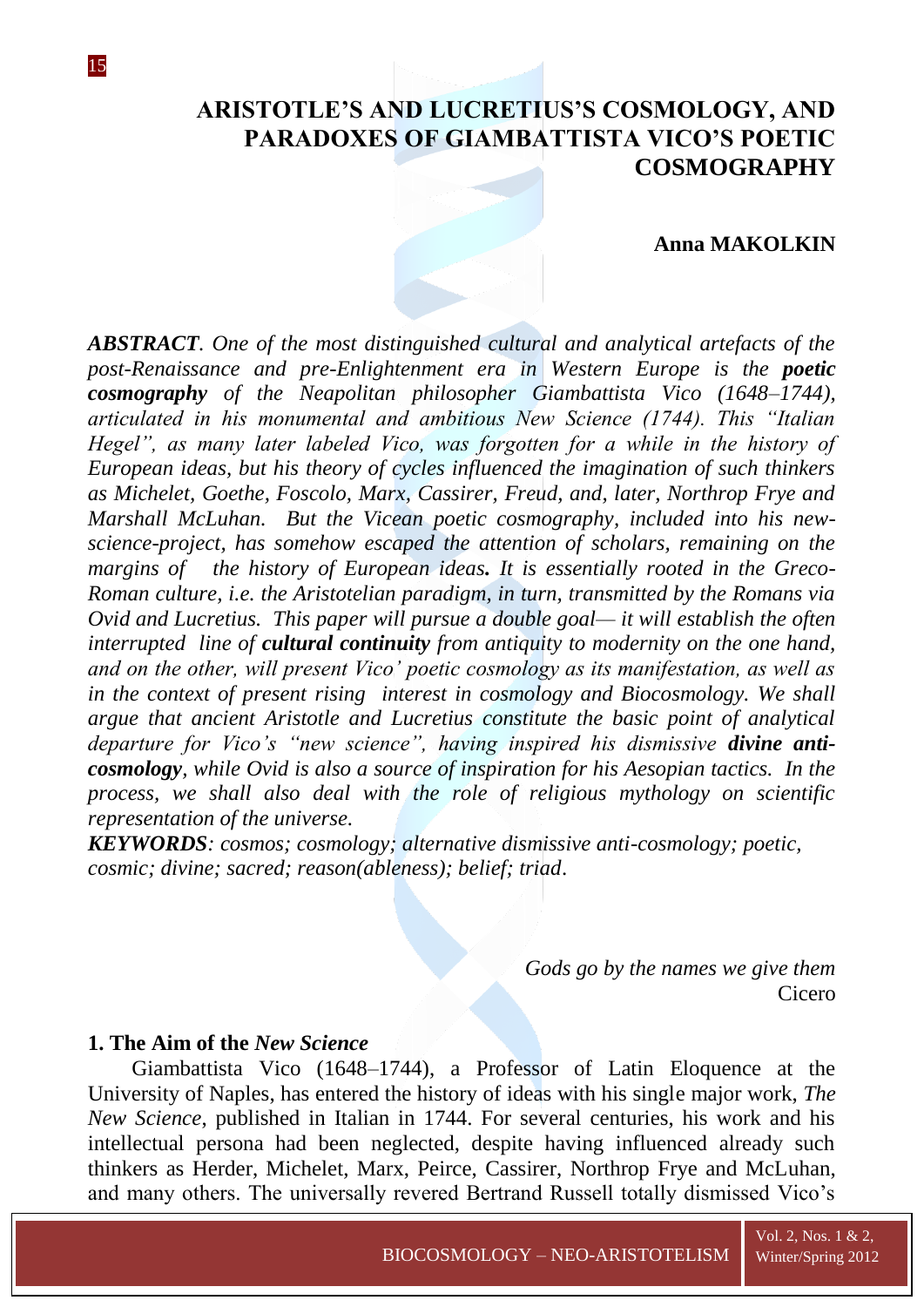# ARISTOTLE'S AND LUCRETIUS'S COSMOLOGY, AND PARADOXES OF GIAMBATTISTA VICO'S POETIC COSMOGRAPHY

**Anna MAKOLKIN**

***ABSTRACT***. *One of the most distinguished cultural and analytical artefacts of the post-Renaissance and pre-Enlightenment era in Western Europe is the **poetic cosmography** of the Neapolitan philosopher Giambattista Vico (1648–1744), articulated in his monumental and ambitious New Science (1744). This "Italian Hegel", as many later labeled Vico, was forgotten for a while in the history of European ideas, but his theory of cycles influenced the imagination of such thinkers as Michelet, Goethe, Foscolo, Marx, Cassirer, Freud, and, later, Northrop Frye and Marshall McLuhan. But the Vicean poetic cosmography, included into his new-science-project, has somehow escaped the attention of scholars, remaining on the margins of the history of European ideas. It is essentially rooted in the Greco-Roman culture, i.e. the Aristotelian paradigm, in turn, transmitted by the Romans via Ovid and Lucretius. This paper will pursue a double goal— it will establish the often interrupted line of **cultural continuity** from antiquity to modernity on the one hand, and on the other, will present Vico' poetic cosmology as its manifestation, as well as in the context of present rising interest in cosmology and Biocosmology. We shall argue that ancient Aristotle and Lucretius constitute the basic point of analytical departure for Vico's "new science", having inspired his dismissive **divine anti-cosmology**, while Ovid is also a source of inspiration for his Aesopian tactics. In the process, we shall also deal with the role of religious mythology on scientific representation of the universe.*

***KEYWORDS***: *cosmos; cosmology; alternative dismissive anti-cosmology; poetic, cosmic; divine; sacred; reason(ableness); belief; triad.*

> *Gods go by the names we give them*
> Cicero

## 1. The Aim of the *New Science*

Giambattista Vico (1648–1744), a Professor of Latin Eloquence at the University of Naples, has entered the history of ideas with his single major work, *The New Science*, published in Italian in 1744. For several centuries, his work and his intellectual persona had been neglected, despite having influenced already such thinkers as Herder, Michelet, Marx, Peirce, Cassirer, Northrop Frye and McLuhan, and many others. The universally revered Bertrand Russell totally dismissed Vico's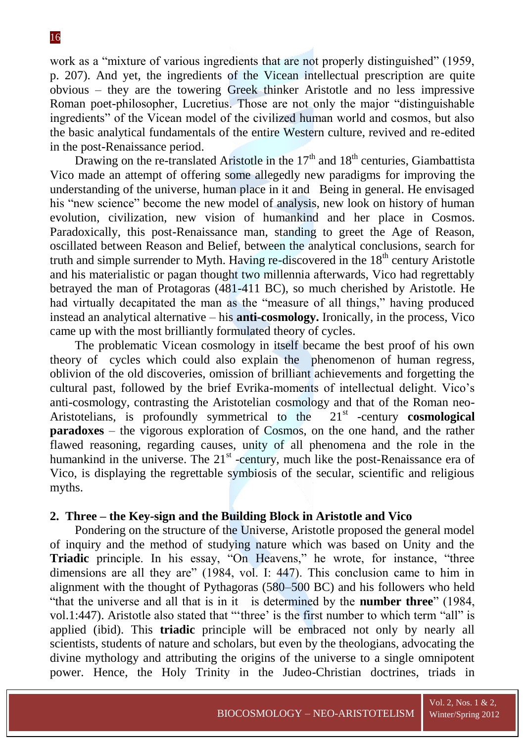work as a "mixture of various ingredients that are not properly distinguished" (1959, p. 207). And yet, the ingredients of the Vicean intellectual prescription are quite obvious – they are the towering Greek thinker Aristotle and no less impressive Roman poet-philosopher, Lucretius. Those are not only the major "distinguishable ingredients" of the Vicean model of the civilized human world and cosmos, but also the basic analytical fundamentals of the entire Western culture, revived and re-edited in the post-Renaissance period.

Drawing on the re-translated Aristotle in the 17th and 18th centuries, Giambattista Vico made an attempt of offering some allegedly new paradigms for improving the understanding of the universe, human place in it and Being in general. He envisaged his "new science" become the new model of analysis, new look on history of human evolution, civilization, new vision of humankind and her place in Cosmos. Paradoxically, this post-Renaissance man, standing to greet the Age of Reason, oscillated between Reason and Belief, between the analytical conclusions, search for truth and simple surrender to Myth. Having re-discovered in the 18th century Aristotle and his materialistic or pagan thought two millennia afterwards, Vico had regrettably betrayed the man of Protagoras (481-411 BC), so much cherished by Aristotle. He had virtually decapitated the man as the "measure of all things," having produced instead an analytical alternative – his **anti-cosmology.** Ironically, in the process, Vico came up with the most brilliantly formulated theory of cycles.

The problematic Vicean cosmology in itself became the best proof of his own theory of cycles which could also explain the phenomenon of human regress, oblivion of the old discoveries, omission of brilliant achievements and forgetting the cultural past, followed by the brief Evrika-moments of intellectual delight. Vico's anti-cosmology, contrasting the Aristotelian cosmology and that of the Roman neo-Aristotelians, is profoundly symmetrical to the 21st -century **cosmological paradoxes** – the vigorous exploration of Cosmos, on the one hand, and the rather flawed reasoning, regarding causes, unity of all phenomena and the role in the humankind in the universe. The 21st -century, much like the post-Renaissance era of Vico, is displaying the regrettable symbiosis of the secular, scientific and religious myths.

## 2. Three – the Key-sign and the Building Block in Aristotle and Vico

Pondering on the structure of the Universe, Aristotle proposed the general model of inquiry and the method of studying nature which was based on Unity and the **Triadic** principle. In his essay, "On Heavens," he wrote, for instance, "three dimensions are all they are" (1984, vol. I: 447). This conclusion came to him in alignment with the thought of Pythagoras (580–500 BC) and his followers who held "that the universe and all that is in it is determined by the **number three**" (1984, vol.1:447). Aristotle also stated that "'three' is the first number to which term "all" is applied (ibid). This **triadic** principle will be embraced not only by nearly all scientists, students of nature and scholars, but even by the theologians, advocating the divine mythology and attributing the origins of the universe to a single omnipotent power. Hence, the Holy Trinity in the Judeo-Christian doctrines, triads in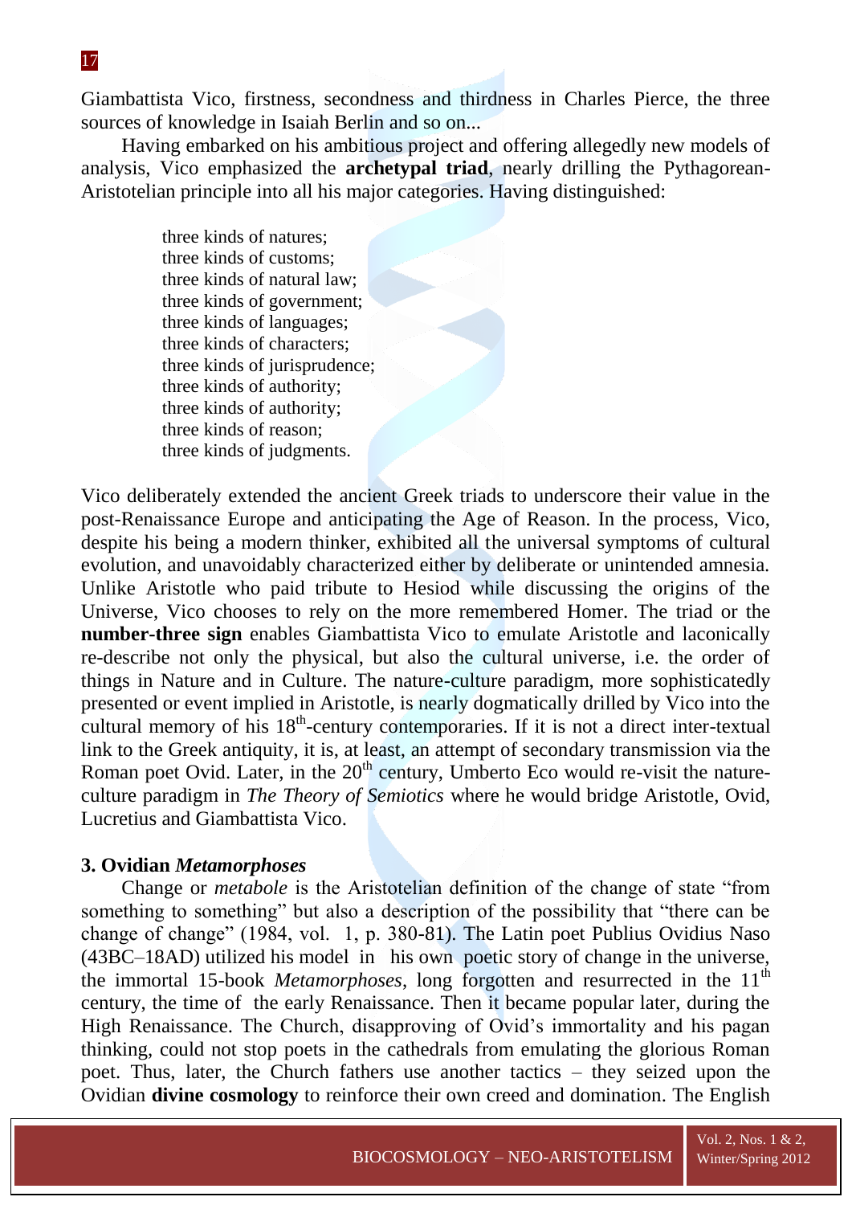Giambattista Vico, firstness, secondness and thirdness in Charles Pierce, the three sources of knowledge in Isaiah Berlin and so on...

Having embarked on his ambitious project and offering allegedly new models of analysis, Vico emphasized the **archetypal triad**, nearly drilling the Pythagorean-Aristotelian principle into all his major categories. Having distinguished:

> three kinds of natures;
> three kinds of customs;
> three kinds of natural law;
> three kinds of government;
> three kinds of languages;
> three kinds of characters;
> three kinds of jurisprudence;
> three kinds of authority;
> three kinds of authority;
> three kinds of reason;
> three kinds of judgments.

Vico deliberately extended the ancient Greek triads to underscore their value in the post-Renaissance Europe and anticipating the Age of Reason. In the process, Vico, despite his being a modern thinker, exhibited all the universal symptoms of cultural evolution, and unavoidably characterized either by deliberate or unintended amnesia. Unlike Aristotle who paid tribute to Hesiod while discussing the origins of the Universe, Vico chooses to rely on the more remembered Homer. The triad or the **number-three sign** enables Giambattista Vico to emulate Aristotle and laconically re-describe not only the physical, but also the cultural universe, i.e. the order of things in Nature and in Culture. The nature-culture paradigm, more sophisticatedly presented or event implied in Aristotle, is nearly dogmatically drilled by Vico into the cultural memory of his 18th-century contemporaries. If it is not a direct inter-textual link to the Greek antiquity, it is, at least, an attempt of secondary transmission via the Roman poet Ovid. Later, in the 20th century, Umberto Eco would re-visit the nature-culture paradigm in *The Theory of Semiotics* where he would bridge Aristotle, Ovid, Lucretius and Giambattista Vico.

### 3. Ovidian *Metamorphoses*

Change or *metabole* is the Aristotelian definition of the change of state "from something to something" but also a description of the possibility that "there can be change of change" (1984, vol. 1, p. 380-81). The Latin poet Publius Ovidius Naso (43BC–18AD) utilized his model in his own poetic story of change in the universe, the immortal 15-book *Metamorphoses*, long forgotten and resurrected in the 11th century, the time of the early Renaissance. Then it became popular later, during the High Renaissance. The Church, disapproving of Ovid's immortality and his pagan thinking, could not stop poets in the cathedrals from emulating the glorious Roman poet. Thus, later, the Church fathers use another tactics – they seized upon the Ovidian **divine cosmology** to reinforce their own creed and domination. The English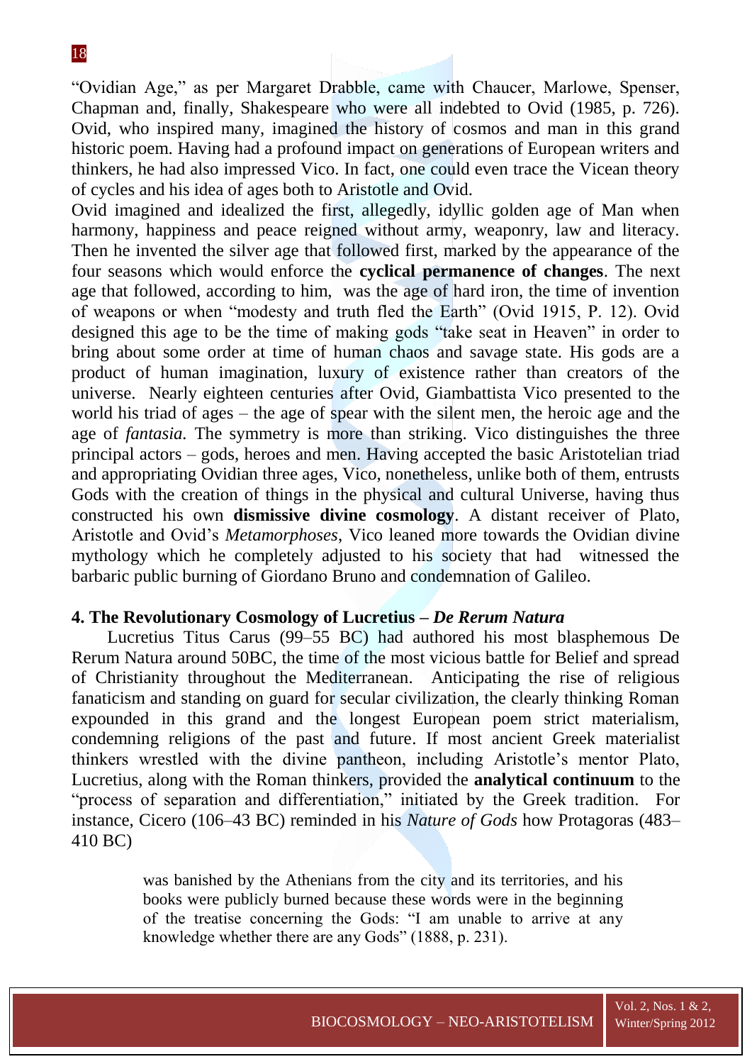"Ovidian Age," as per Margaret Drabble, came with Chaucer, Marlowe, Spenser, Chapman and, finally, Shakespeare who were all indebted to Ovid (1985, p. 726). Ovid, who inspired many, imagined the history of cosmos and man in this grand historic poem. Having had a profound impact on generations of European writers and thinkers, he had also impressed Vico. In fact, one could even trace the Vicean theory of cycles and his idea of ages both to Aristotle and Ovid.

Ovid imagined and idealized the first, allegedly, idyllic golden age of Man when harmony, happiness and peace reigned without army, weaponry, law and literacy. Then he invented the silver age that followed first, marked by the appearance of the four seasons which would enforce the **cyclical permanence of changes**. The next age that followed, according to him, was the age of hard iron, the time of invention of weapons or when "modesty and truth fled the Earth" (Ovid 1915, P. 12). Ovid designed this age to be the time of making gods "take seat in Heaven" in order to bring about some order at time of human chaos and savage state. His gods are a product of human imagination, luxury of existence rather than creators of the universe. Nearly eighteen centuries after Ovid, Giambattista Vico presented to the world his triad of ages – the age of spear with the silent men, the heroic age and the age of *fantasia*. The symmetry is more than striking. Vico distinguishes the three principal actors – gods, heroes and men. Having accepted the basic Aristotelian triad and appropriating Ovidian three ages, Vico, nonetheless, unlike both of them, entrusts Gods with the creation of things in the physical and cultural Universe, having thus constructed his own **dismissive divine cosmology**. A distant receiver of Plato, Aristotle and Ovid's *Metamorphoses*, Vico leaned more towards the Ovidian divine mythology which he completely adjusted to his society that had witnessed the barbaric public burning of Giordano Bruno and condemnation of Galileo.

## 4. The Revolutionary Cosmology of Lucretius – *De Rerum Natura*

Lucretius Titus Carus (99–55 BC) had authored his most blasphemous De Rerum Natura around 50BC, the time of the most vicious battle for Belief and spread of Christianity throughout the Mediterranean. Anticipating the rise of religious fanaticism and standing on guard for secular civilization, the clearly thinking Roman expounded in this grand and the longest European poem strict materialism, condemning religions of the past and future. If most ancient Greek materialist thinkers wrestled with the divine pantheon, including Aristotle's mentor Plato, Lucretius, along with the Roman thinkers, provided the **analytical continuum** to the "process of separation and differentiation," initiated by the Greek tradition. For instance, Cicero (106–43 BC) reminded in his *Nature of Gods* how Protagoras (483–410 BC)

> was banished by the Athenians from the city and its territories, and his books were publicly burned because these words were in the beginning of the treatise concerning the Gods: "I am unable to arrive at any knowledge whether there are any Gods" (1888, p. 231).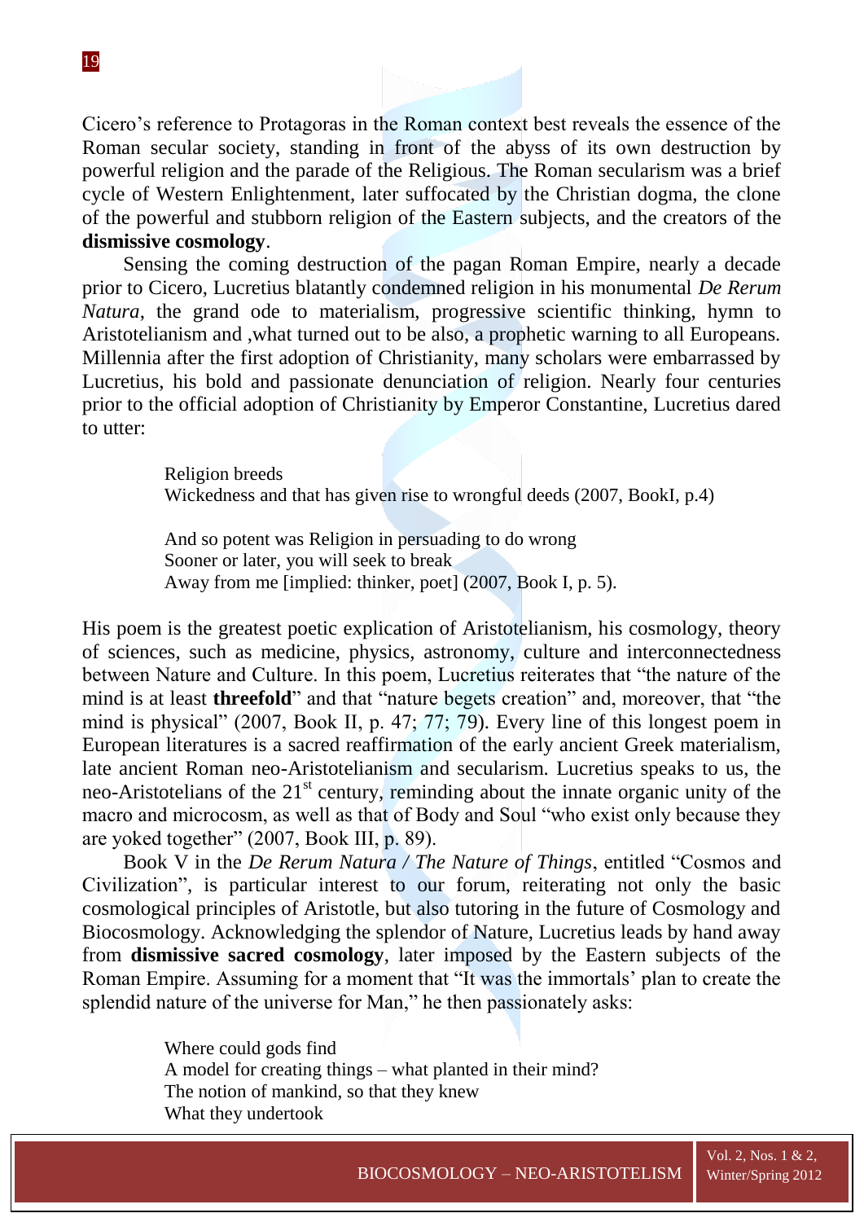Cicero's reference to Protagoras in the Roman context best reveals the essence of the Roman secular society, standing in front of the abyss of its own destruction by powerful religion and the parade of the Religious. The Roman secularism was a brief cycle of Western Enlightenment, later suffocated by the Christian dogma, the clone of the powerful and stubborn religion of the Eastern subjects, and the creators of the **dismissive cosmology**.

Sensing the coming destruction of the pagan Roman Empire, nearly a decade prior to Cicero, Lucretius blatantly condemned religion in his monumental *De Rerum Natura*, the grand ode to materialism, progressive scientific thinking, hymn to Aristotelianism and ,what turned out to be also, a prophetic warning to all Europeans. Millennia after the first adoption of Christianity, many scholars were embarrassed by Lucretius, his bold and passionate denunciation of religion. Nearly four centuries prior to the official adoption of Christianity by Emperor Constantine, Lucretius dared to utter:

> Religion breeds
> Wickedness and that has given rise to wrongful deeds (2007, BookI, p.4)
>
> And so potent was Religion in persuading to do wrong
> Sooner or later, you will seek to break
> Away from me [implied: thinker, poet] (2007, Book I, p. 5).

His poem is the greatest poetic explication of Aristotelianism, his cosmology, theory of sciences, such as medicine, physics, astronomy, culture and interconnectedness between Nature and Culture. In this poem, Lucretius reiterates that "the nature of the mind is at least **threefold**" and that "nature begets creation" and, moreover, that "the mind is physical" (2007, Book II, p. 47; 77; 79). Every line of this longest poem in European literatures is a sacred reaffirmation of the early ancient Greek materialism, late ancient Roman neo-Aristotelianism and secularism. Lucretius speaks to us, the neo-Aristotelians of the 21st century, reminding about the innate organic unity of the macro and microcosm, as well as that of Body and Soul "who exist only because they are yoked together" (2007, Book III, p. 89).

Book V in the *De Rerum Natura / The Nature of Things*, entitled "Cosmos and Civilization", is particular interest to our forum, reiterating not only the basic cosmological principles of Aristotle, but also tutoring in the future of Cosmology and Biocosmology. Acknowledging the splendor of Nature, Lucretius leads by hand away from **dismissive sacred cosmology**, later imposed by the Eastern subjects of the Roman Empire. Assuming for a moment that "It was the immortals' plan to create the splendid nature of the universe for Man," he then passionately asks:

> Where could gods find
> A model for creating things – what planted in their mind?
> The notion of mankind, so that they knew
> What they undertook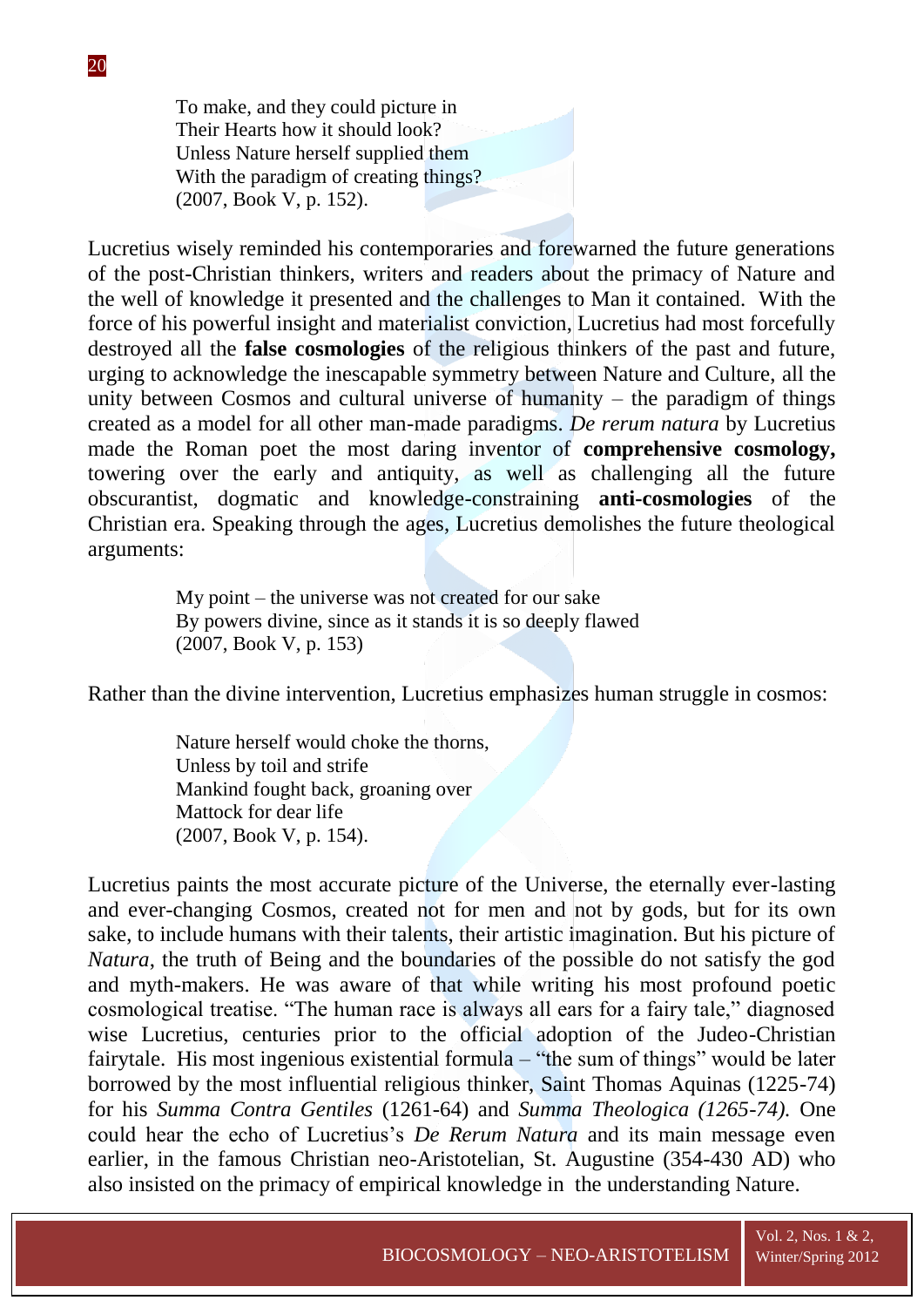> To make, and they could picture in
> Their Hearts how it should look?
> Unless Nature herself supplied them
> With the paradigm of creating things?
> (2007, Book V, p. 152).

Lucretius wisely reminded his contemporaries and forewarned the future generations of the post-Christian thinkers, writers and readers about the primacy of Nature and the well of knowledge it presented and the challenges to Man it contained. With the force of his powerful insight and materialist conviction, Lucretius had most forcefully destroyed all the **false cosmologies** of the religious thinkers of the past and future, urging to acknowledge the inescapable symmetry between Nature and Culture, all the unity between Cosmos and cultural universe of humanity – the paradigm of things created as a model for all other man-made paradigms. *De rerum natura* by Lucretius made the Roman poet the most daring inventor of **comprehensive cosmology,** towering over the early and antiquity, as well as challenging all the future obscurantist, dogmatic and knowledge-constraining **anti-cosmologies** of the Christian era. Speaking through the ages, Lucretius demolishes the future theological arguments:

> My point – the universe was not created for our sake
> By powers divine, since as it stands it is so deeply flawed
> (2007, Book V, p. 153)

Rather than the divine intervention, Lucretius emphasizes human struggle in cosmos:

> Nature herself would choke the thorns,
> Unless by toil and strife
> Mankind fought back, groaning over
> Mattock for dear life
> (2007, Book V, p. 154).

Lucretius paints the most accurate picture of the Universe, the eternally ever-lasting and ever-changing Cosmos, created not for men and not by gods, but for its own sake, to include humans with their talents, their artistic imagination. But his picture of *Natura*, the truth of Being and the boundaries of the possible do not satisfy the god and myth-makers. He was aware of that while writing his most profound poetic cosmological treatise. "The human race is always all ears for a fairy tale," diagnosed wise Lucretius, centuries prior to the official adoption of the Judeo-Christian fairytale. His most ingenious existential formula – "the sum of things" would be later borrowed by the most influential religious thinker, Saint Thomas Aquinas (1225-74) for his *Summa Contra Gentiles* (1261-64) and *Summa Theologica (1265-74).* One could hear the echo of Lucretius's *De Rerum Natura* and its main message even earlier, in the famous Christian neo-Aristotelian, St. Augustine (354-430 AD) who also insisted on the primacy of empirical knowledge in the understanding Nature.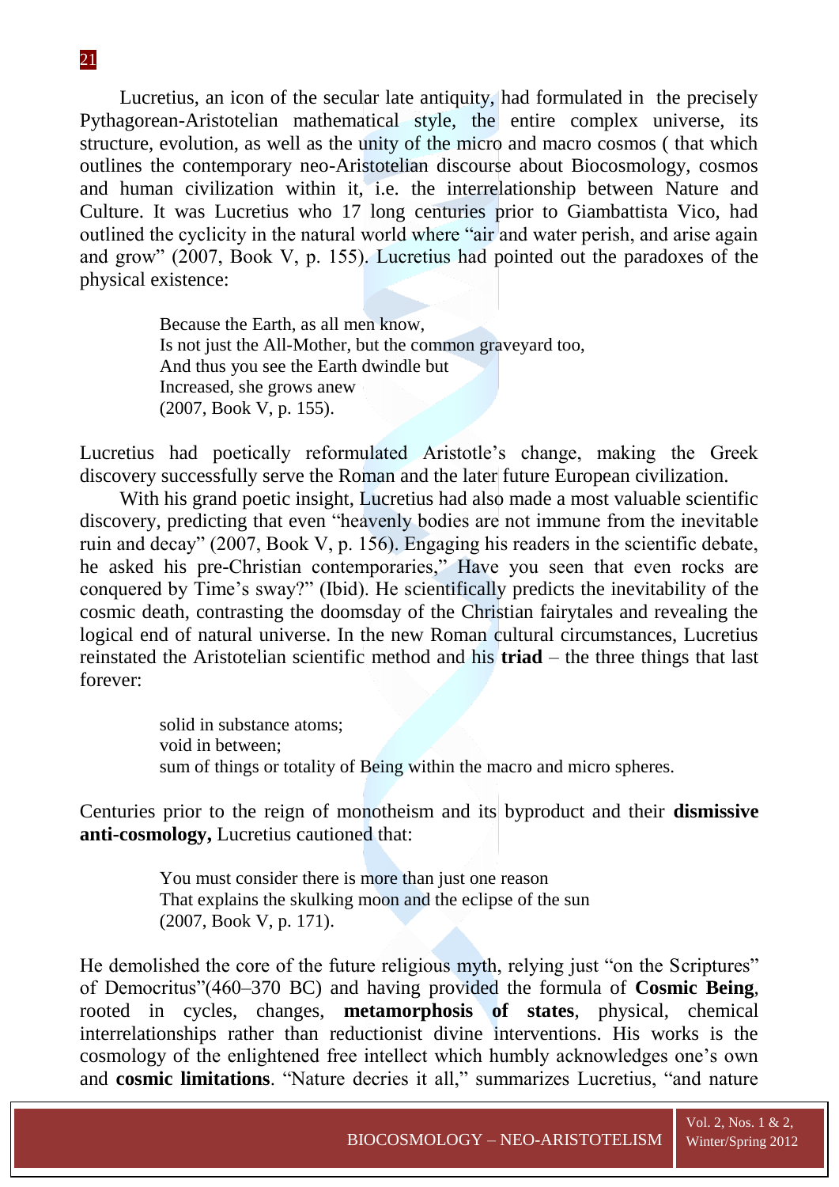Lucretius, an icon of the secular late antiquity, had formulated in the precisely Pythagorean-Aristotelian mathematical style, the entire complex universe, its structure, evolution, as well as the unity of the micro and macro cosmos ( that which outlines the contemporary neo-Aristotelian discourse about Biocosmology, cosmos and human civilization within it, i.e. the interrelationship between Nature and Culture. It was Lucretius who 17 long centuries prior to Giambattista Vico, had outlined the cyclicity in the natural world where "air and water perish, and arise again and grow" (2007, Book V, p. 155). Lucretius had pointed out the paradoxes of the physical existence:

> Because the Earth, as all men know,
> Is not just the All-Mother, but the common graveyard too,
> And thus you see the Earth dwindle but
> Increased, she grows anew
> (2007, Book V, p. 155).

Lucretius had poetically reformulated Aristotle's change, making the Greek discovery successfully serve the Roman and the later future European civilization.

With his grand poetic insight, Lucretius had also made a most valuable scientific discovery, predicting that even "heavenly bodies are not immune from the inevitable ruin and decay" (2007, Book V, p. 156). Engaging his readers in the scientific debate, he asked his pre-Christian contemporaries," Have you seen that even rocks are conquered by Time's sway?" (Ibid). He scientifically predicts the inevitability of the cosmic death, contrasting the doomsday of the Christian fairytales and revealing the logical end of natural universe. In the new Roman cultural circumstances, Lucretius reinstated the Aristotelian scientific method and his **triad** – the three things that last forever:

> solid in substance atoms;
> void in between;
> sum of things or totality of Being within the macro and micro spheres.

Centuries prior to the reign of monotheism and its byproduct and their **dismissive anti-cosmology,** Lucretius cautioned that:

> You must consider there is more than just one reason
> That explains the skulking moon and the eclipse of the sun
> (2007, Book V, p. 171).

He demolished the core of the future religious myth, relying just "on the Scriptures" of Democritus"(460–370 BC) and having provided the formula of **Cosmic Being**, rooted in cycles, changes, **metamorphosis of states**, physical, chemical interrelationships rather than reductionist divine interventions. His works is the cosmology of the enlightened free intellect which humbly acknowledges one's own and **cosmic limitations**. "Nature decries it all," summarizes Lucretius, "and nature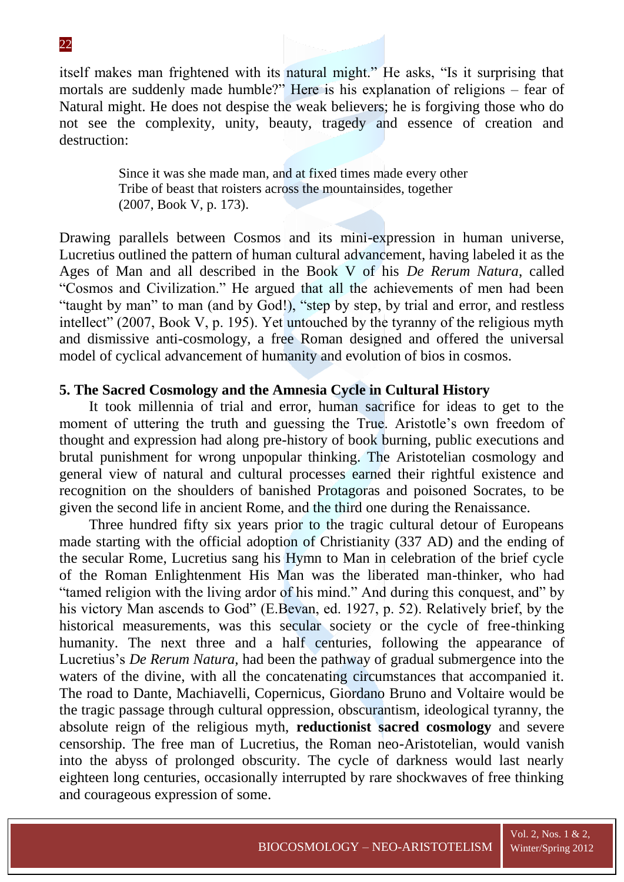itself makes man frightened with its natural might." He asks, "Is it surprising that mortals are suddenly made humble?" Here is his explanation of religions – fear of Natural might. He does not despise the weak believers; he is forgiving those who do not see the complexity, unity, beauty, tragedy and essence of creation and destruction:

> Since it was she made man, and at fixed times made every other
> Tribe of beast that roisters across the mountainsides, together
> (2007, Book V, p. 173).

Drawing parallels between Cosmos and its mini-expression in human universe, Lucretius outlined the pattern of human cultural advancement, having labeled it as the Ages of Man and all described in the Book V of his *De Rerum Natura*, called "Cosmos and Civilization." He argued that all the achievements of men had been "taught by man" to man (and by God!), "step by step, by trial and error, and restless intellect" (2007, Book V, p. 195). Yet untouched by the tyranny of the religious myth and dismissive anti-cosmology, a free Roman designed and offered the universal model of cyclical advancement of humanity and evolution of bios in cosmos.

## 5. The Sacred Cosmology and the Amnesia Cycle in Cultural History

It took millennia of trial and error, human sacrifice for ideas to get to the moment of uttering the truth and guessing the True. Aristotle's own freedom of thought and expression had along pre-history of book burning, public executions and brutal punishment for wrong unpopular thinking. The Aristotelian cosmology and general view of natural and cultural processes earned their rightful existence and recognition on the shoulders of banished Protagoras and poisoned Socrates, to be given the second life in ancient Rome, and the third one during the Renaissance.

Three hundred fifty six years prior to the tragic cultural detour of Europeans made starting with the official adoption of Christianity (337 AD) and the ending of the secular Rome, Lucretius sang his Hymn to Man in celebration of the brief cycle of the Roman Enlightenment His Man was the liberated man-thinker, who had "tamed religion with the living ardor of his mind." And during this conquest, and" by his victory Man ascends to God" (E.Bevan, ed. 1927, p. 52). Relatively brief, by the historical measurements, was this secular society or the cycle of free-thinking humanity. The next three and a half centuries, following the appearance of Lucretius's *De Rerum Natura,* had been the pathway of gradual submergence into the waters of the divine, with all the concatenating circumstances that accompanied it. The road to Dante, Machiavelli, Copernicus, Giordano Bruno and Voltaire would be the tragic passage through cultural oppression, obscurantism, ideological tyranny, the absolute reign of the religious myth, **reductionist sacred cosmology** and severe censorship. The free man of Lucretius, the Roman neo-Aristotelian, would vanish into the abyss of prolonged obscurity. The cycle of darkness would last nearly eighteen long centuries, occasionally interrupted by rare shockwaves of free thinking and courageous expression of some.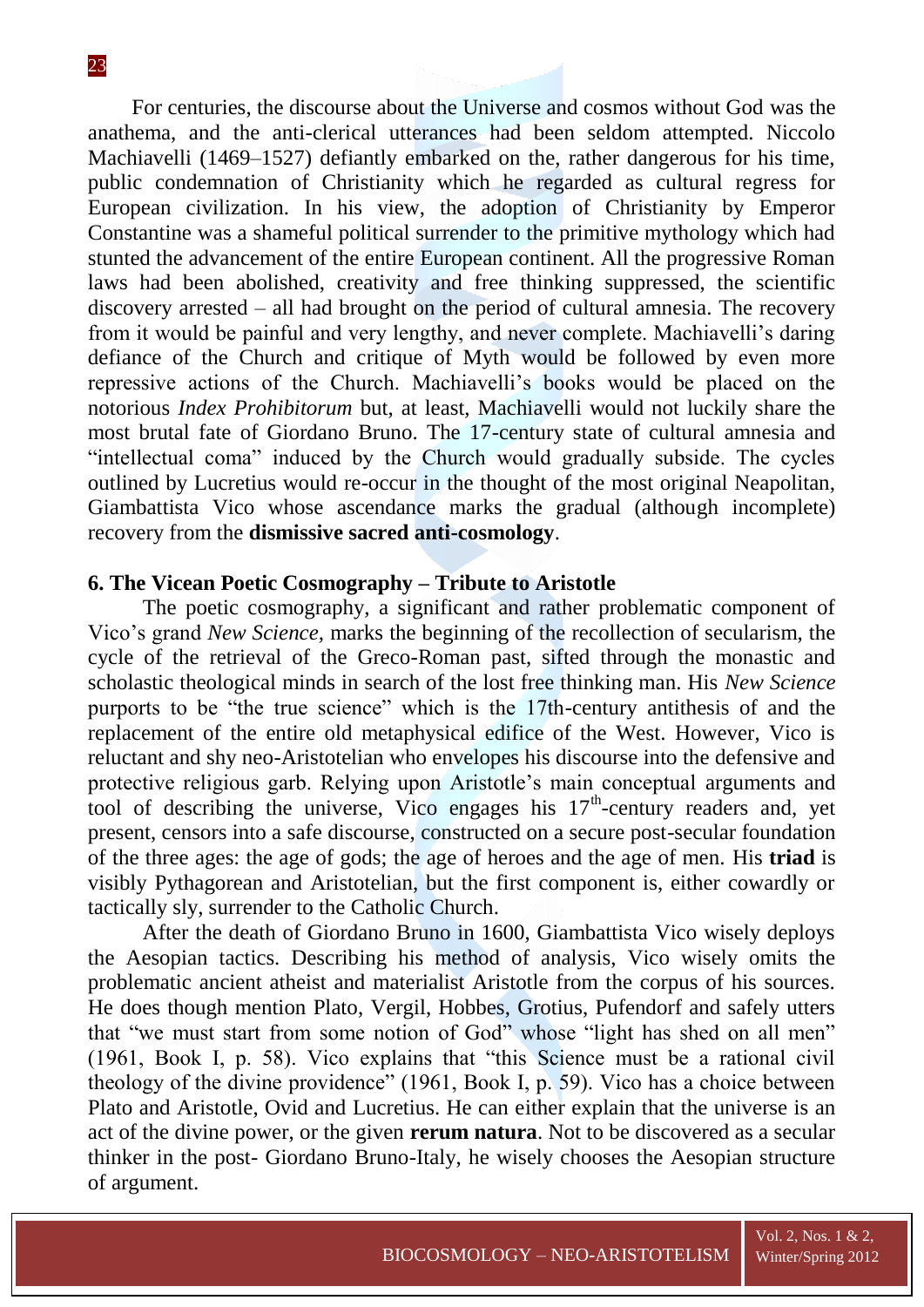For centuries, the discourse about the Universe and cosmos without God was the anathema, and the anti-clerical utterances had been seldom attempted. Niccolo Machiavelli (1469–1527) defiantly embarked on the, rather dangerous for his time, public condemnation of Christianity which he regarded as cultural regress for European civilization. In his view, the adoption of Christianity by Emperor Constantine was a shameful political surrender to the primitive mythology which had stunted the advancement of the entire European continent. All the progressive Roman laws had been abolished, creativity and free thinking suppressed, the scientific discovery arrested – all had brought on the period of cultural amnesia. The recovery from it would be painful and very lengthy, and never complete. Machiavelli's daring defiance of the Church and critique of Myth would be followed by even more repressive actions of the Church. Machiavelli's books would be placed on the notorious *Index Prohibitorum* but, at least, Machiavelli would not luckily share the most brutal fate of Giordano Bruno. The 17-century state of cultural amnesia and "intellectual coma" induced by the Church would gradually subside. The cycles outlined by Lucretius would re-occur in the thought of the most original Neapolitan, Giambattista Vico whose ascendance marks the gradual (although incomplete) recovery from the **dismissive sacred anti-cosmology**.

## 6. The Vicean Poetic Cosmography – Tribute to Aristotle

The poetic cosmography, a significant and rather problematic component of Vico's grand *New Science,* marks the beginning of the recollection of secularism, the cycle of the retrieval of the Greco-Roman past, sifted through the monastic and scholastic theological minds in search of the lost free thinking man. His *New Science* purports to be "the true science" which is the 17th-century antithesis of and the replacement of the entire old metaphysical edifice of the West. However, Vico is reluctant and shy neo-Aristotelian who envelopes his discourse into the defensive and protective religious garb. Relying upon Aristotle's main conceptual arguments and tool of describing the universe, Vico engages his 17th-century readers and, yet present, censors into a safe discourse, constructed on a secure post-secular foundation of the three ages: the age of gods; the age of heroes and the age of men. His **triad** is visibly Pythagorean and Aristotelian, but the first component is, either cowardly or tactically sly, surrender to the Catholic Church.

After the death of Giordano Bruno in 1600, Giambattista Vico wisely deploys the Aesopian tactics. Describing his method of analysis, Vico wisely omits the problematic ancient atheist and materialist Aristotle from the corpus of his sources. He does though mention Plato, Vergil, Hobbes, Grotius, Pufendorf and safely utters that "we must start from some notion of God" whose "light has shed on all men" (1961, Book I, p. 58). Vico explains that "this Science must be a rational civil theology of the divine providence" (1961, Book I, p. 59). Vico has a choice between Plato and Aristotle, Ovid and Lucretius. He can either explain that the universe is an act of the divine power, or the given **rerum natura**. Not to be discovered as a secular thinker in the post- Giordano Bruno-Italy, he wisely chooses the Aesopian structure of argument.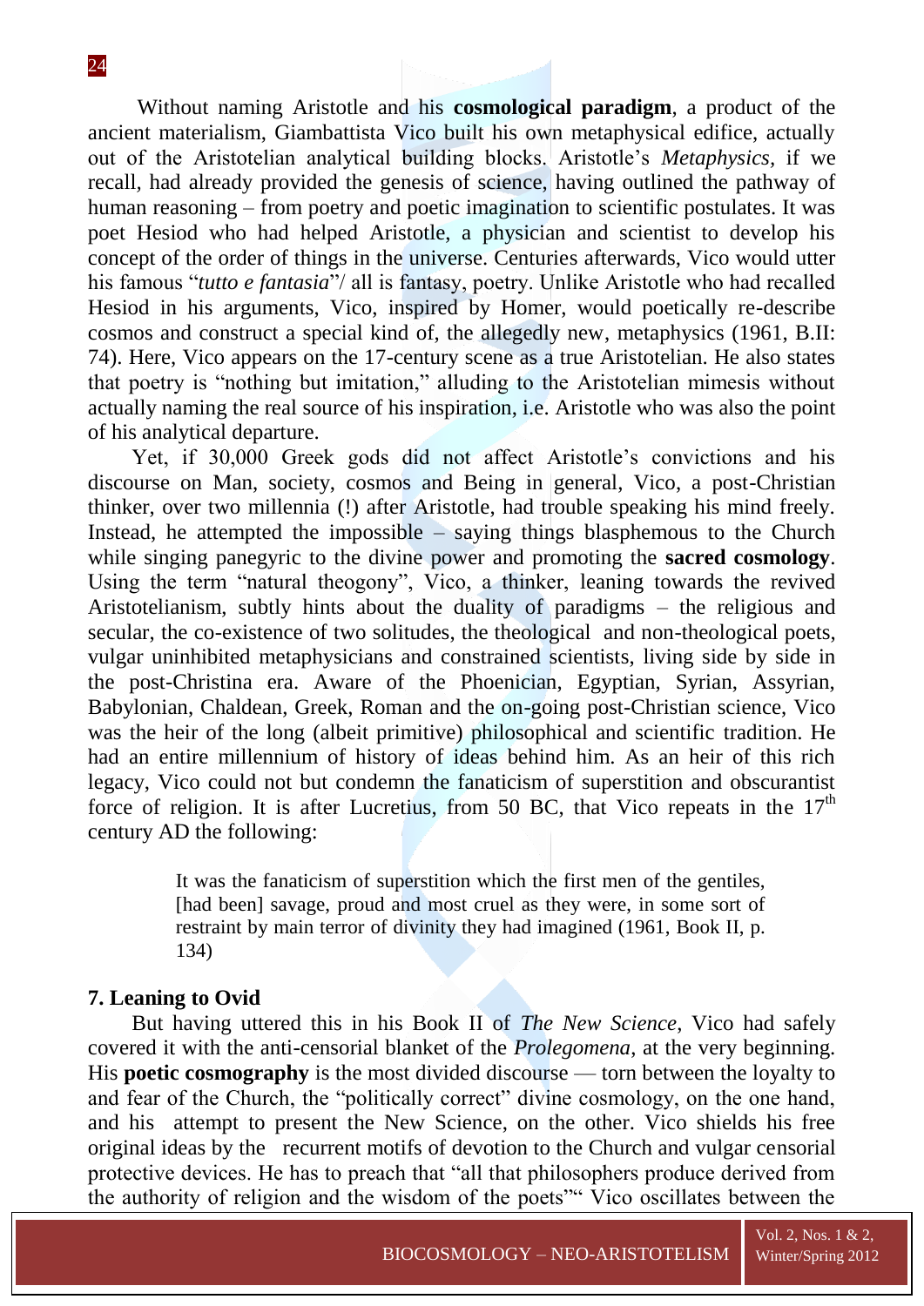Without naming Aristotle and his **cosmological paradigm**, a product of the ancient materialism, Giambattista Vico built his own metaphysical edifice, actually out of the Aristotelian analytical building blocks. Aristotle's *Metaphysics,* if we recall, had already provided the genesis of science, having outlined the pathway of human reasoning – from poetry and poetic imagination to scientific postulates. It was poet Hesiod who had helped Aristotle, a physician and scientist to develop his concept of the order of things in the universe. Centuries afterwards, Vico would utter his famous "*tutto e fantasia*"/ all is fantasy, poetry. Unlike Aristotle who had recalled Hesiod in his arguments, Vico, inspired by Homer, would poetically re-describe cosmos and construct a special kind of, the allegedly new, metaphysics (1961, B.II: 74). Here, Vico appears on the 17-century scene as a true Aristotelian. He also states that poetry is "nothing but imitation," alluding to the Aristotelian mimesis without actually naming the real source of his inspiration, i.e. Aristotle who was also the point of his analytical departure.

Yet, if 30,000 Greek gods did not affect Aristotle's convictions and his discourse on Man, society, cosmos and Being in general, Vico, a post-Christian thinker, over two millennia (!) after Aristotle, had trouble speaking his mind freely. Instead, he attempted the impossible – saying things blasphemous to the Church while singing panegyric to the divine power and promoting the **sacred cosmology**. Using the term "natural theogony", Vico, a thinker, leaning towards the revived Aristotelianism, subtly hints about the duality of paradigms – the religious and secular, the co-existence of two solitudes, the theological and non-theological poets, vulgar uninhibited metaphysicians and constrained scientists, living side by side in the post-Christina era. Aware of the Phoenician, Egyptian, Syrian, Assyrian, Babylonian, Chaldean, Greek, Roman and the on-going post-Christian science, Vico was the heir of the long (albeit primitive) philosophical and scientific tradition. He had an entire millennium of history of ideas behind him. As an heir of this rich legacy, Vico could not but condemn the fanaticism of superstition and obscurantist force of religion. It is after Lucretius, from 50 BC, that Vico repeats in the 17th century AD the following:

> It was the fanaticism of superstition which the first men of the gentiles, [had been] savage, proud and most cruel as they were, in some sort of restraint by main terror of divinity they had imagined (1961, Book II, p. 134)

### 7. Leaning to Ovid

But having uttered this in his Book II of *The New Science*, Vico had safely covered it with the anti-censorial blanket of the *Prolegomena,* at the very beginning. His **poetic cosmography** is the most divided discourse — torn between the loyalty to and fear of the Church, the "politically correct" divine cosmology, on the one hand, and his attempt to present the New Science, on the other. Vico shields his free original ideas by the recurrent motifs of devotion to the Church and vulgar censorial protective devices. He has to preach that "all that philosophers produce derived from the authority of religion and the wisdom of the poets"" Vico oscillates between the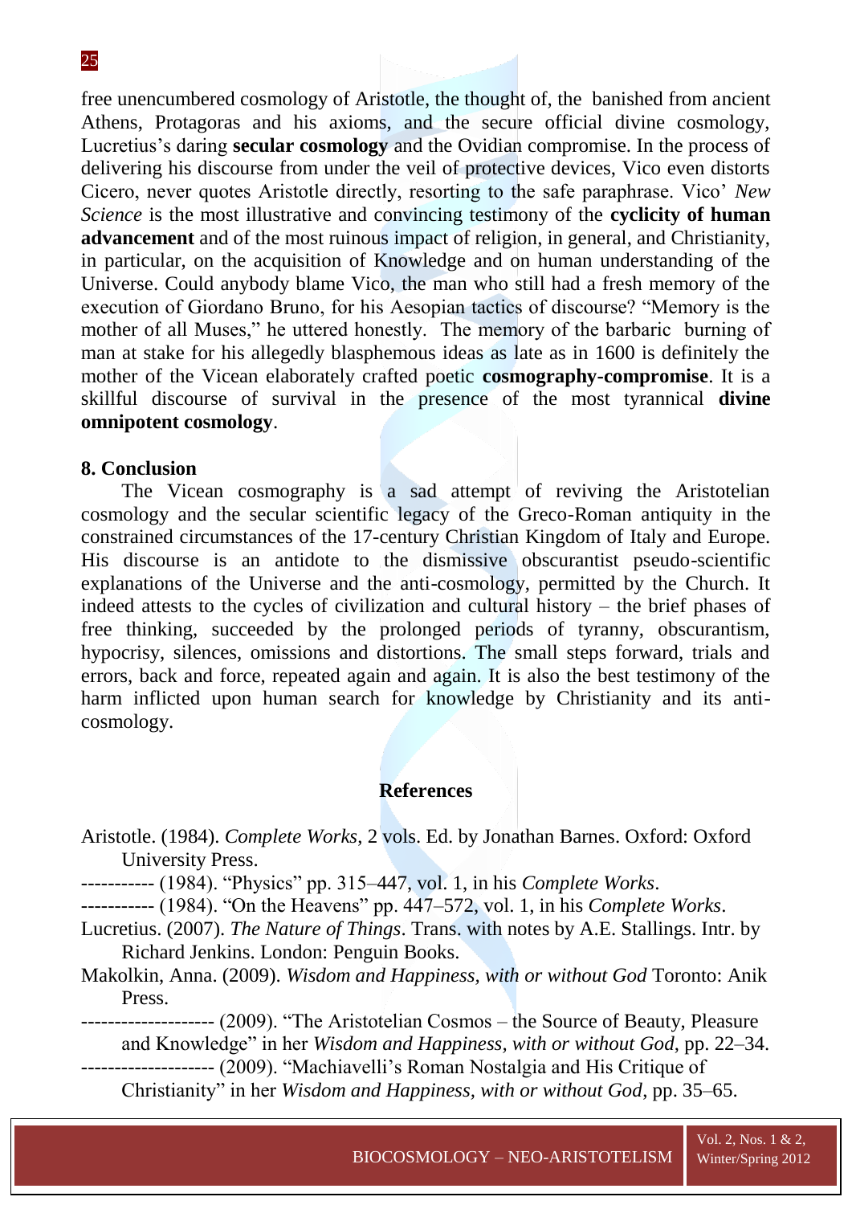free unencumbered cosmology of Aristotle, the thought of, the banished from ancient Athens, Protagoras and his axioms, and the secure official divine cosmology, Lucretius's daring **secular cosmology** and the Ovidian compromise. In the process of delivering his discourse from under the veil of protective devices, Vico even distorts Cicero, never quotes Aristotle directly, resorting to the safe paraphrase. Vico' *New Science* is the most illustrative and convincing testimony of the **cyclicity of human advancement** and of the most ruinous impact of religion, in general, and Christianity, in particular, on the acquisition of Knowledge and on human understanding of the Universe. Could anybody blame Vico, the man who still had a fresh memory of the execution of Giordano Bruno, for his Aesopian tactics of discourse? "Memory is the mother of all Muses," he uttered honestly. The memory of the barbaric burning of man at stake for his allegedly blasphemous ideas as late as in 1600 is definitely the mother of the Vicean elaborately crafted poetic **cosmography-compromise**. It is a skillful discourse of survival in the presence of the most tyrannical **divine omnipotent cosmology**.

## 8. Conclusion

The Vicean cosmography is a sad attempt of reviving the Aristotelian cosmology and the secular scientific legacy of the Greco-Roman antiquity in the constrained circumstances of the 17-century Christian Kingdom of Italy and Europe. His discourse is an antidote to the dismissive obscurantist pseudo-scientific explanations of the Universe and the anti-cosmology, permitted by the Church. It indeed attests to the cycles of civilization and cultural history – the brief phases of free thinking, succeeded by the prolonged periods of tyranny, obscurantism, hypocrisy, silences, omissions and distortions. The small steps forward, trials and errors, back and force, repeated again and again. It is also the best testimony of the harm inflicted upon human search for knowledge by Christianity and its anti-cosmology.

## References

Aristotle. (1984). *Complete Works*, 2 vols. Ed. by Jonathan Barnes. Oxford: Oxford University Press.

----------- (1984). "Physics" pp. 315–447, vol. 1, in his *Complete Works*.

----------- (1984). "On the Heavens" pp. 447–572, vol. 1, in his *Complete Works*.

Lucretius. (2007). *The Nature of Things*. Trans. with notes by A.E. Stallings. Intr. by Richard Jenkins. London: Penguin Books.

Makolkin, Anna. (2009). *Wisdom and Happiness, with or without God* Toronto: Anik Press.

-------------------- (2009). "The Aristotelian Cosmos – the Source of Beauty, Pleasure and Knowledge" in her *Wisdom and Happiness, with or without God*, pp. 22–34.

-------------------- (2009). "Machiavelli's Roman Nostalgia and His Critique of Christianity" in her *Wisdom and Happiness, with or without God*, pp. 35–65.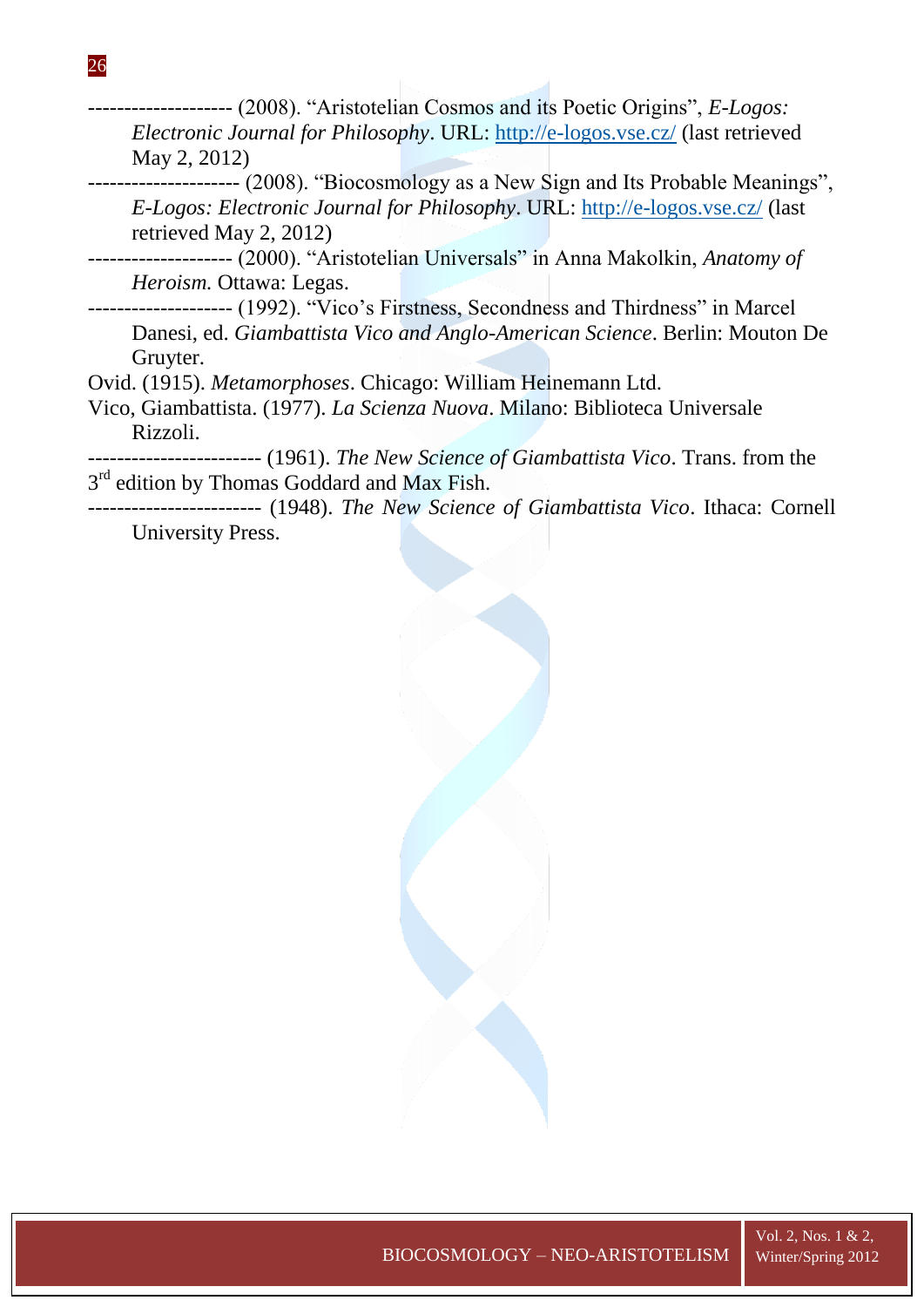-------------------- (2008). "Aristotelian Cosmos and its Poetic Origins", *E-Logos: Electronic Journal for Philosophy*. URL: http://e-logos.vse.cz/ (last retrieved May 2, 2012)

--------------------- (2008). "Biocosmology as a New Sign and Its Probable Meanings", *E-Logos: Electronic Journal for Philosophy*. URL: http://e-logos.vse.cz/ (last retrieved May 2, 2012)

-------------------- (2000). "Aristotelian Universals" in Anna Makolkin, *Anatomy of Heroism.* Ottawa: Legas.

-------------------- (1992). "Vico's Firstness, Secondness and Thirdness" in Marcel Danesi, ed. *Giambattista Vico and Anglo-American Science*. Berlin: Mouton De Gruyter.

Ovid. (1915). *Metamorphoses*. Chicago: William Heinemann Ltd.

Vico, Giambattista. (1977). *La Scienza Nuova*. Milano: Biblioteca Universale Rizzoli.

------------------------ (1961). *The New Science of Giambattista Vico*. Trans. from the 3rd edition by Thomas Goddard and Max Fish.

------------------------ (1948). *The New Science of Giambattista Vico*. Ithaca: Cornell University Press.